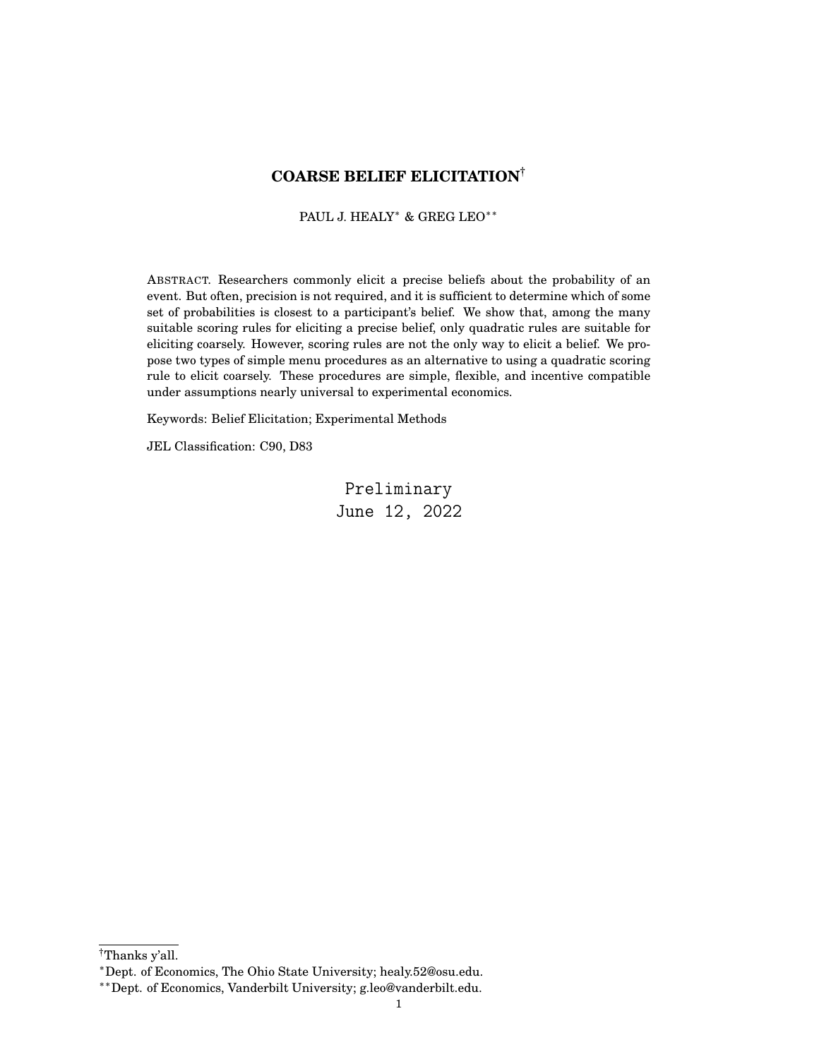# COARSE BELIEF ELICITATION[†]

PAUL J. HEALY[*] & GREG LEO[**]

ABSTRACT. Researchers commonly elicit a precise beliefs about the probability of an event. But often, precision is not required, and it is sufficient to determine which of some set of probabilities is closest to a participant's belief. We show that, among the many suitable scoring rules for eliciting a precise belief, only quadratic rules are suitable for eliciting coarsely. However, scoring rules are not the only way to elicit a belief. We propose two types of simple menu procedures as an alternative to using a quadratic scoring rule to elicit coarsely. These procedures are simple, flexible, and incentive compatible under assumptions nearly universal to experimental economics.

Keywords: Belief Elicitation; Experimental Methods

JEL Classification: C90, D83

Preliminary
June 12, 2022

---

[†]Thanks y'all.

[*]Dept. of Economics, The Ohio State University; healy.52@osu.edu.

[**]Dept. of Economics, Vanderbilt University; g.leo@vanderbilt.edu.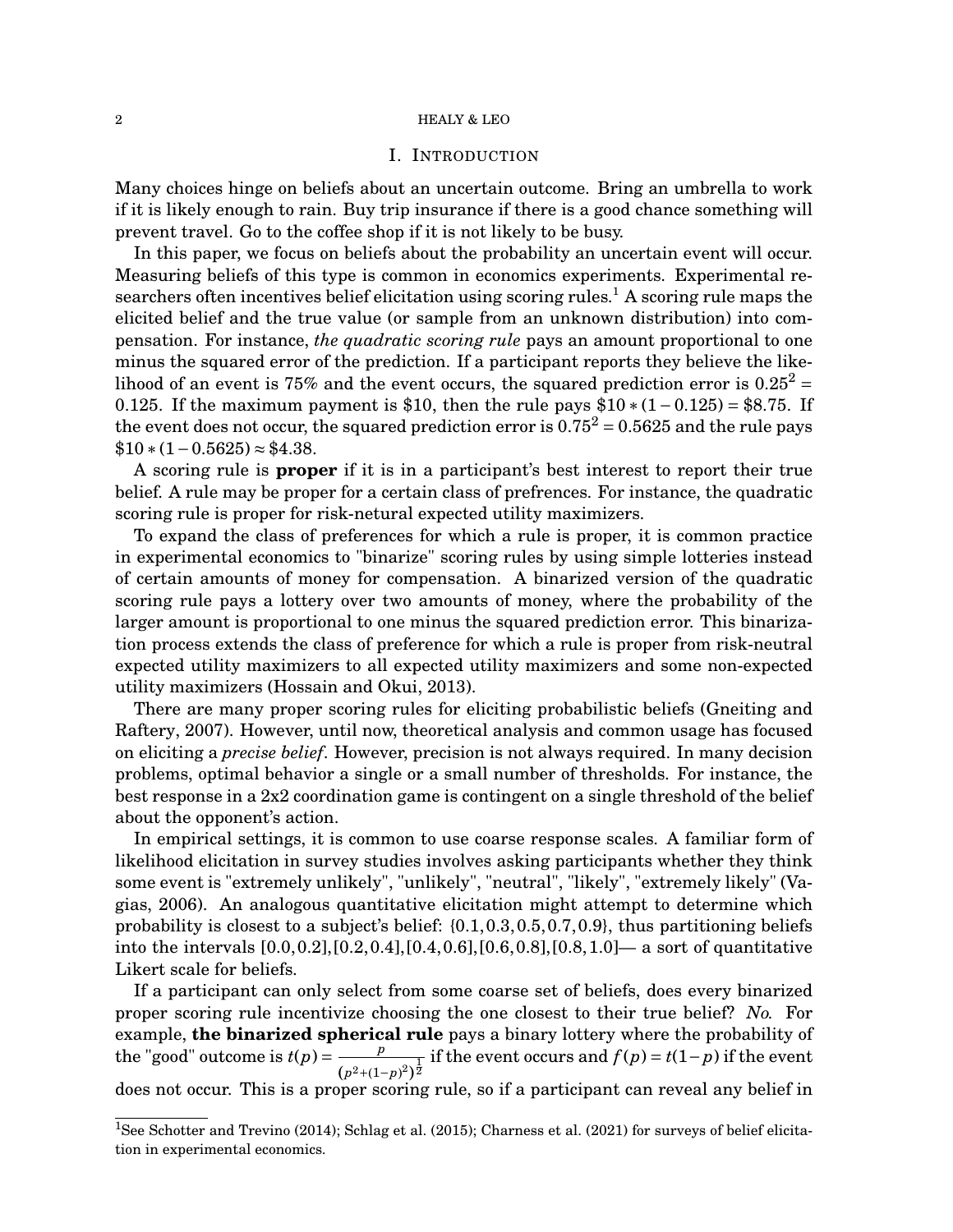## I. Introduction

Many choices hinge on beliefs about an uncertain outcome. Bring an umbrella to work if it is likely enough to rain. Buy trip insurance if there is a good chance something will prevent travel. Go to the coffee shop if it is not likely to be busy.

In this paper, we focus on beliefs about the probability an uncertain event will occur. Measuring beliefs of this type is common in economics experiments. Experimental researchers often incentives belief elicitation using scoring rules.[1] A scoring rule maps the elicited belief and the true value (or sample from an unknown distribution) into compensation. For instance, *the quadratic scoring rule* pays an amount proportional to one minus the squared error of the prediction. If a participant reports they believe the likelihood of an event is 75% and the event occurs, the squared prediction error is $0.25^2 = 0.125$. If the maximum payment is \$10, then the rule pays $\$10 * (1 - 0.125) = \$8.75$. If the event does not occur, the squared prediction error is $0.75^2 = 0.5625$ and the rule pays $\$10 * (1 - 0.5625) \approx \$4.38$.

A scoring rule is **proper** if it is in a participant's best interest to report their true belief. A rule may be proper for a certain class of prefrences. For instance, the quadratic scoring rule is proper for risk-netural expected utility maximizers.

To expand the class of preferences for which a rule is proper, it is common practice in experimental economics to "binarize" scoring rules by using simple lotteries instead of certain amounts of money for compensation. A binarized version of the quadratic scoring rule pays a lottery over two amounts of money, where the probability of the larger amount is proportional to one minus the squared prediction error. This binarization process extends the class of preference for which a rule is proper from risk-neutral expected utility maximizers to all expected utility maximizers and some non-expected utility maximizers (Hossain and Okui, 2013).

There are many proper scoring rules for eliciting probabilistic beliefs (Gneiting and Raftery, 2007). However, until now, theoretical analysis and common usage has focused on eliciting a *precise belief*. However, precision is not always required. In many decision problems, optimal behavior a single or a small number of thresholds. For instance, the best response in a 2x2 coordination game is contingent on a single threshold of the belief about the opponent's action.

In empirical settings, it is common to use coarse response scales. A familiar form of likelihood elicitation in survey studies involves asking participants whether they think some event is "extremely unlikely", "unlikely", "neutral", "likely", "extremely likely" (Vagias, 2006). An analogous quantitative elicitation might attempt to determine which probability is closest to a subject's belief: $\{0.1, 0.3, 0.5, 0.7, 0.9\}$, thus partitioning beliefs into the intervals $[0.0, 0.2], [0.2, 0.4], [0.4, 0.6], [0.6, 0.8], [0.8, 1.0]$— a sort of quantitative Likert scale for beliefs.

If a participant can only select from some coarse set of beliefs, does every binarized proper scoring rule incentivize choosing the one closest to their true belief? *No.* For example, **the binarized spherical rule** pays a binary lottery where the probability of the "good" outcome is $t(p) = \frac{p}{(p^2+(1-p)^2)^{\frac{1}{2}}}$ if the event occurs and $f(p) = t(1-p)$ if the event does not occur. This is a proper scoring rule, so if a participant can reveal any belief in

[1] See Schotter and Trevino (2014); Schlag et al. (2015); Charness et al. (2021) for surveys of belief elicitation in experimental economics.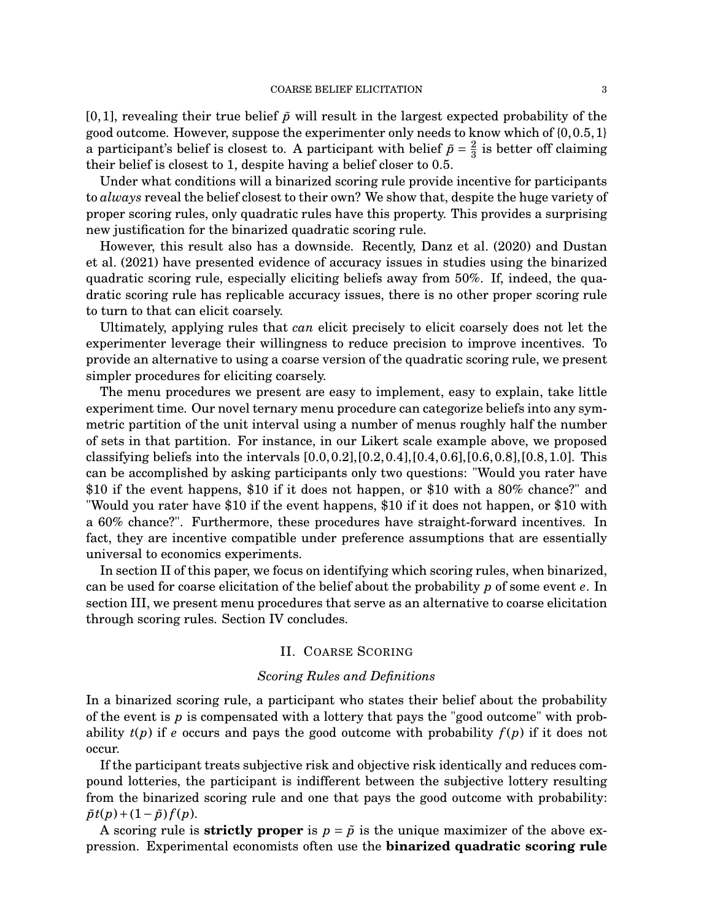$[0,1]$, revealing their true belief $\tilde{p}$ will result in the largest expected probability of the good outcome. However, suppose the experimenter only needs to know which of $\{0, 0.5, 1\}$ a participant's belief is closest to. A participant with belief $\tilde{p} = \frac{2}{3}$ is better off claiming their belief is closest to 1, despite having a belief closer to 0.5.

Under what conditions will a binarized scoring rule provide incentive for participants to *always* reveal the belief closest to their own? We show that, despite the huge variety of proper scoring rules, only quadratic rules have this property. This provides a surprising new justification for the binarized quadratic scoring rule.

However, this result also has a downside. Recently, Danz et al. (2020) and Dustan et al. (2021) have presented evidence of accuracy issues in studies using the binarized quadratic scoring rule, especially eliciting beliefs away from 50%. If, indeed, the quadratic scoring rule has replicable accuracy issues, there is no other proper scoring rule to turn to that can elicit coarsely.

Ultimately, applying rules that *can* elicit precisely to elicit coarsely does not let the experimenter leverage their willingness to reduce precision to improve incentives. To provide an alternative to using a coarse version of the quadratic scoring rule, we present simpler procedures for eliciting coarsely.

The menu procedures we present are easy to implement, easy to explain, take little experiment time. Our novel ternary menu procedure can categorize beliefs into any symmetric partition of the unit interval using a number of menus roughly half the number of sets in that partition. For instance, in our Likert scale example above, we proposed classifying beliefs into the intervals $[0.0, 0.2], [0.2, 0.4], [0.4, 0.6], [0.6, 0.8], [0.8, 1.0]$. This can be accomplished by asking participants only two questions: "Would you rater have \$10 if the event happens, \$10 if it does not happen, or \$10 with a 80% chance?" and "Would you rater have \$10 if the event happens, \$10 if it does not happen, or \$10 with a 60% chance?". Furthermore, these procedures have straight-forward incentives. In fact, they are incentive compatible under preference assumptions that are essentially universal to economics experiments.

In section II of this paper, we focus on identifying which scoring rules, when binarized, can be used for coarse elicitation of the belief about the probability $p$ of some event $e$. In section III, we present menu procedures that serve as an alternative to coarse elicitation through scoring rules. Section IV concludes.

## II. Coarse Scoring

### *Scoring Rules and Definitions*

In a binarized scoring rule, a participant who states their belief about the probability of the event is $p$ is compensated with a lottery that pays the "good outcome" with probability $t(p)$ if $e$ occurs and pays the good outcome with probability $f(p)$ if it does not occur.

If the participant treats subjective risk and objective risk identically and reduces compound lotteries, the participant is indifferent between the subjective lottery resulting from the binarized scoring rule and one that pays the good outcome with probability: $\tilde{p}t(p) + (1 - \tilde{p})f(p)$.

A scoring rule is **strictly proper** is $p = \tilde{p}$ is the unique maximizer of the above expression. Experimental economists often use the **binarized quadratic scoring rule**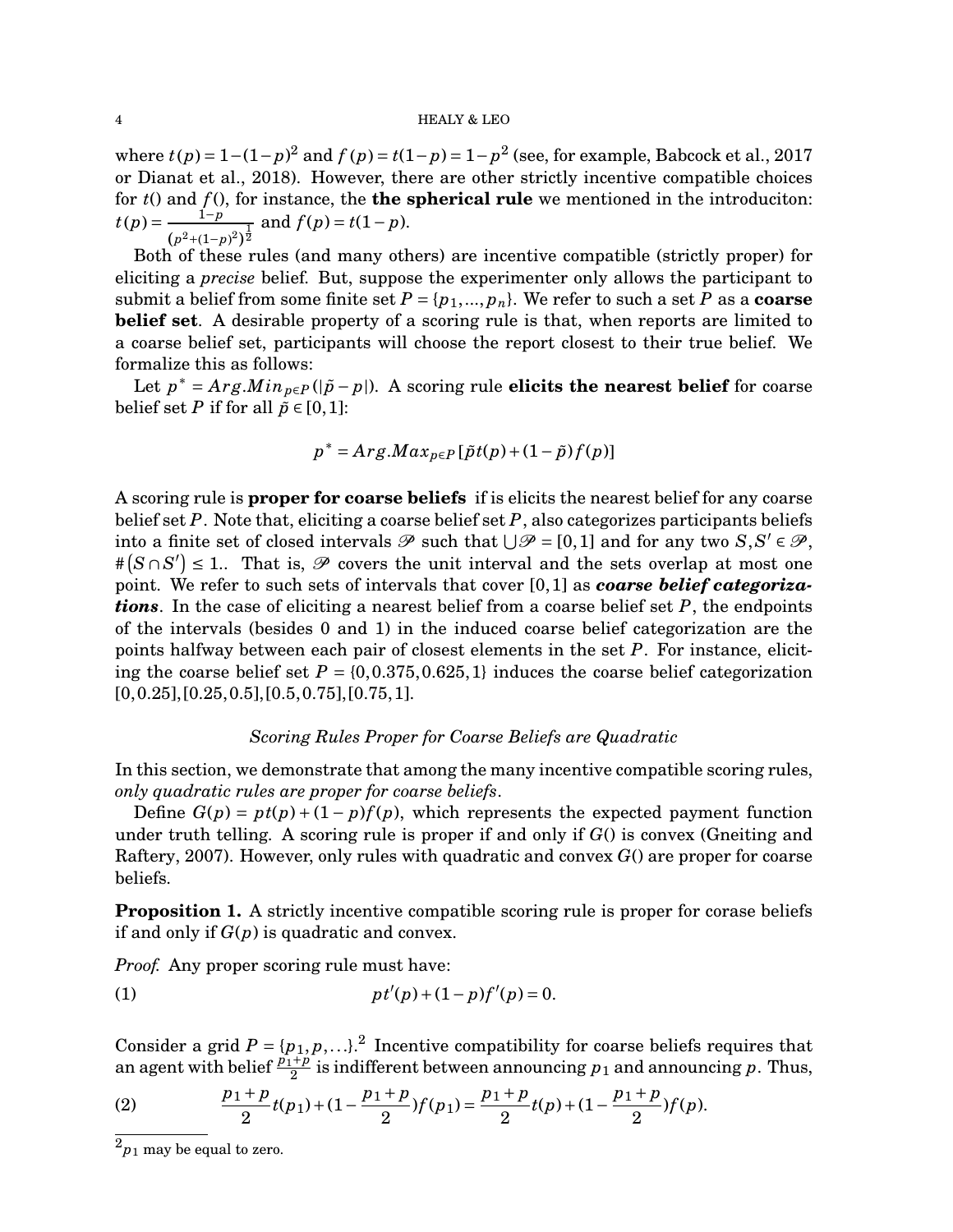where $t(p) = 1-(1-p)^2$ and $f(p) = t(1-p) = 1-p^2$ (see, for example, Babcock et al., 2017 or Dianat et al., 2018). However, there are other strictly incentive compatible choices for $t()$ and $f()$, for instance, the **the spherical rule** we mentioned in the introduciton: $t(p) = \frac{1-p}{(p^2+(1-p)^2)^{\frac{1}{2}}}$ and $f(p) = t(1-p)$.

Both of these rules (and many others) are incentive compatible (strictly proper) for eliciting a *precise* belief. But, suppose the experimenter only allows the participant to submit a belief from some finite set $P = \{p_1, ..., p_n\}$. We refer to such a set $P$ as a **coarse belief set**. A desirable property of a scoring rule is that, when reports are limited to a coarse belief set, participants will choose the report closest to their true belief. We formalize this as follows:

Let $p^* = Arg.Min_{p \in P}(|\tilde{p} - p|)$. A scoring rule **elicits the nearest belief** for coarse belief set $P$ if for all $\tilde{p} \in [0,1]$:

$$p^* = Arg.Max_{p \in P}[\tilde{p}t(p) + (1-\tilde{p})f(p)]$$

A scoring rule is **proper for coarse beliefs** if is elicits the nearest belief for any coarse belief set $P$. Note that, eliciting a coarse belief set $P$, also categorizes participants beliefs into a finite set of closed intervals $\mathscr{P}$ such that $\bigcup \mathscr{P} = [0,1]$ and for any two $S, S' \in \mathscr{P}$, $\#(S \cap S') \leq 1.$. That is, $\mathscr{P}$ covers the unit interval and the sets overlap at most one point. We refer to such sets of intervals that cover $[0,1]$ as ***coarse belief categorizations***. In the case of eliciting a nearest belief from a coarse belief set $P$, the endpoints of the intervals (besides 0 and 1) in the induced coarse belief categorization are the points halfway between each pair of closest elements in the set $P$. For instance, eliciting the coarse belief set $P = \{0, 0.375, 0.625, 1\}$ induces the coarse belief categorization $[0, 0.25], [0.25, 0.5], [0.5, 0.75], [0.75, 1]$.

*Scoring Rules Proper for Coarse Beliefs are Quadratic*

In this section, we demonstrate that among the many incentive compatible scoring rules, *only quadratic rules are proper for coarse beliefs*.

Define $G(p) = pt(p) + (1-p)f(p)$, which represents the expected payment function under truth telling. A scoring rule is proper if and only if $G()$ is convex (Gneiting and Raftery, 2007). However, only rules with quadratic and convex $G()$ are proper for coarse beliefs.

**Proposition 1.** A strictly incentive compatible scoring rule is proper for corase beliefs if and only if $G(p)$ is quadratic and convex.

*Proof.* Any proper scoring rule must have:

$$pt'(p) + (1-p)f'(p) = 0. \tag{1}$$

Consider a grid $P = \{p_1, p, \ldots\}$.[2] Incentive compatibility for coarse beliefs requires that an agent with belief $\frac{p_1+p}{2}$ is indifferent between announcing $p_1$ and announcing $p$. Thus,

$$\frac{p_1+p}{2}t(p_1) + (1 - \frac{p_1+p}{2})f(p_1) = \frac{p_1+p}{2}t(p) + (1 - \frac{p_1+p}{2})f(p). \tag{2}$$

[2] $p_1$ may be equal to zero.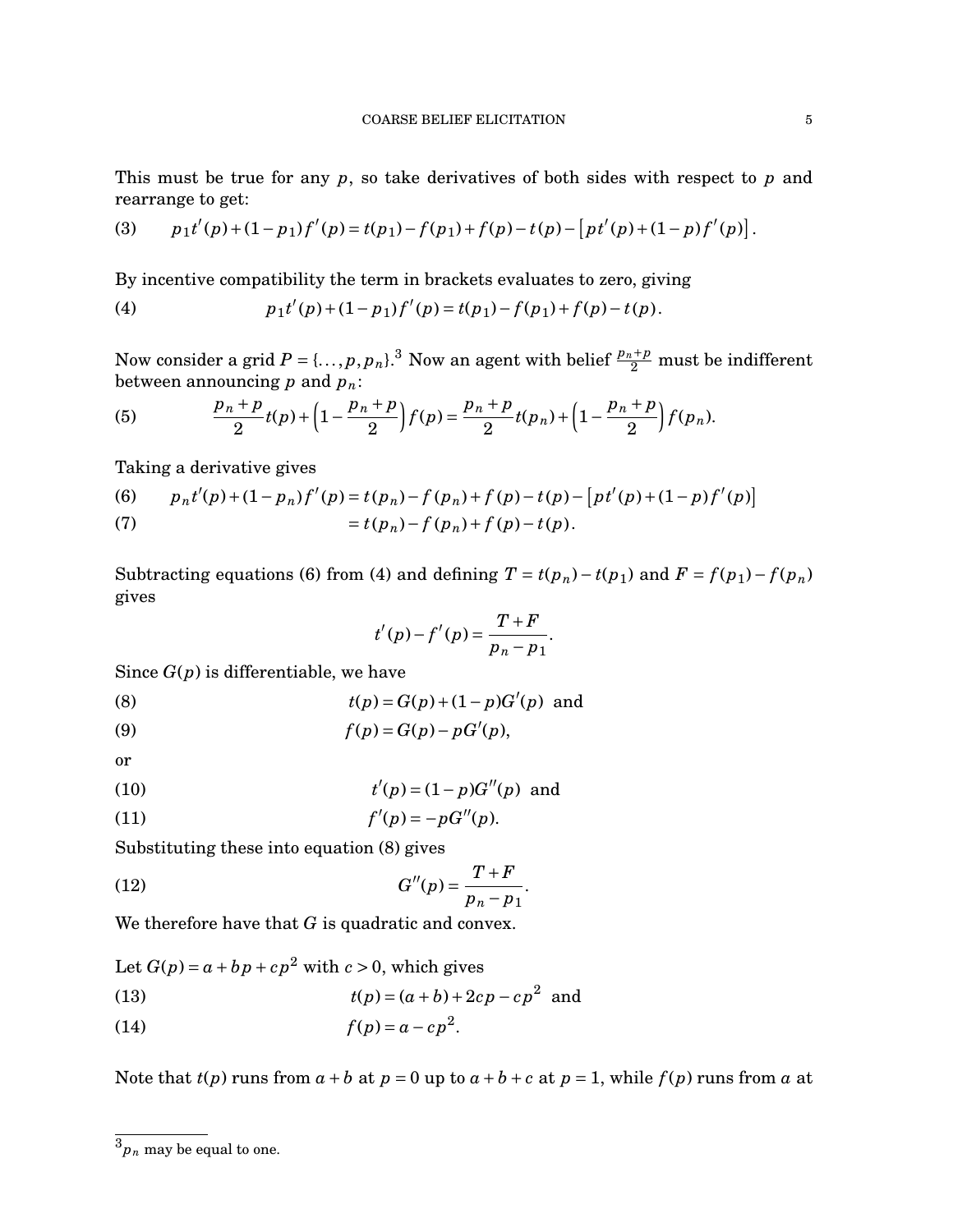This must be true for any $p$, so take derivatives of both sides with respect to $p$ and rearrange to get:

$$p_1 t'(p) + (1-p_1) f'(p) = t(p_1) - f(p_1) + f(p) - t(p) - \left[p t'(p) + (1-p) f'(p)\right]. \tag{3}$$

By incentive compatibility the term in brackets evaluates to zero, giving

$$p_1 t'(p) + (1-p_1) f'(p) = t(p_1) - f(p_1) + f(p) - t(p). \tag{4}$$

Now consider a grid $P = \{\ldots, p, p_n\}$.[3] Now an agent with belief $\frac{p_n+p}{2}$ must be indifferent between announcing $p$ and $p_n$:

$$\frac{p_n+p}{2} t(p) + \left(1 - \frac{p_n+p}{2}\right) f(p) = \frac{p_n+p}{2} t(p_n) + \left(1 - \frac{p_n+p}{2}\right) f(p_n). \tag{5}$$

Taking a derivative gives

$$p_n t'(p) + (1-p_n) f'(p) = t(p_n) - f(p_n) + f(p) - t(p) - \left[p t'(p) + (1-p) f'(p)\right] \tag{6}$$

$$= t(p_n) - f(p_n) + f(p) - t(p). \tag{7}$$

Subtracting equations (6) from (4) and defining $T = t(p_n) - t(p_1)$ and $F = f(p_1) - f(p_n)$ gives

$$t'(p) - f'(p) = \frac{T+F}{p_n - p_1}.$$

Since $G(p)$ is differentiable, we have

$$t(p) = G(p) + (1-p) G'(p) \text{ and} \tag{8}$$

$$f(p) = G(p) - p G'(p), \tag{9}$$

or

$$t'(p) = (1-p) G''(p) \text{ and} \tag{10}$$

$$f'(p) = -p G''(p). \tag{11}$$

Substituting these into equation (8) gives

$$G''(p) = \frac{T+F}{p_n - p_1}. \tag{12}$$

We therefore have that $G$ is quadratic and convex.

Let $G(p) = a + bp + cp^2$ with $c > 0$, which gives

$$t(p) = (a+b) + 2cp - cp^2 \text{ and} \tag{13}$$

$$f(p) = a - cp^2. \tag{14}$$

Note that $t(p)$ runs from $a+b$ at $p = 0$ up to $a+b+c$ at $p = 1$, while $f(p)$ runs from $a$ at

[3] $p_n$ may be equal to one.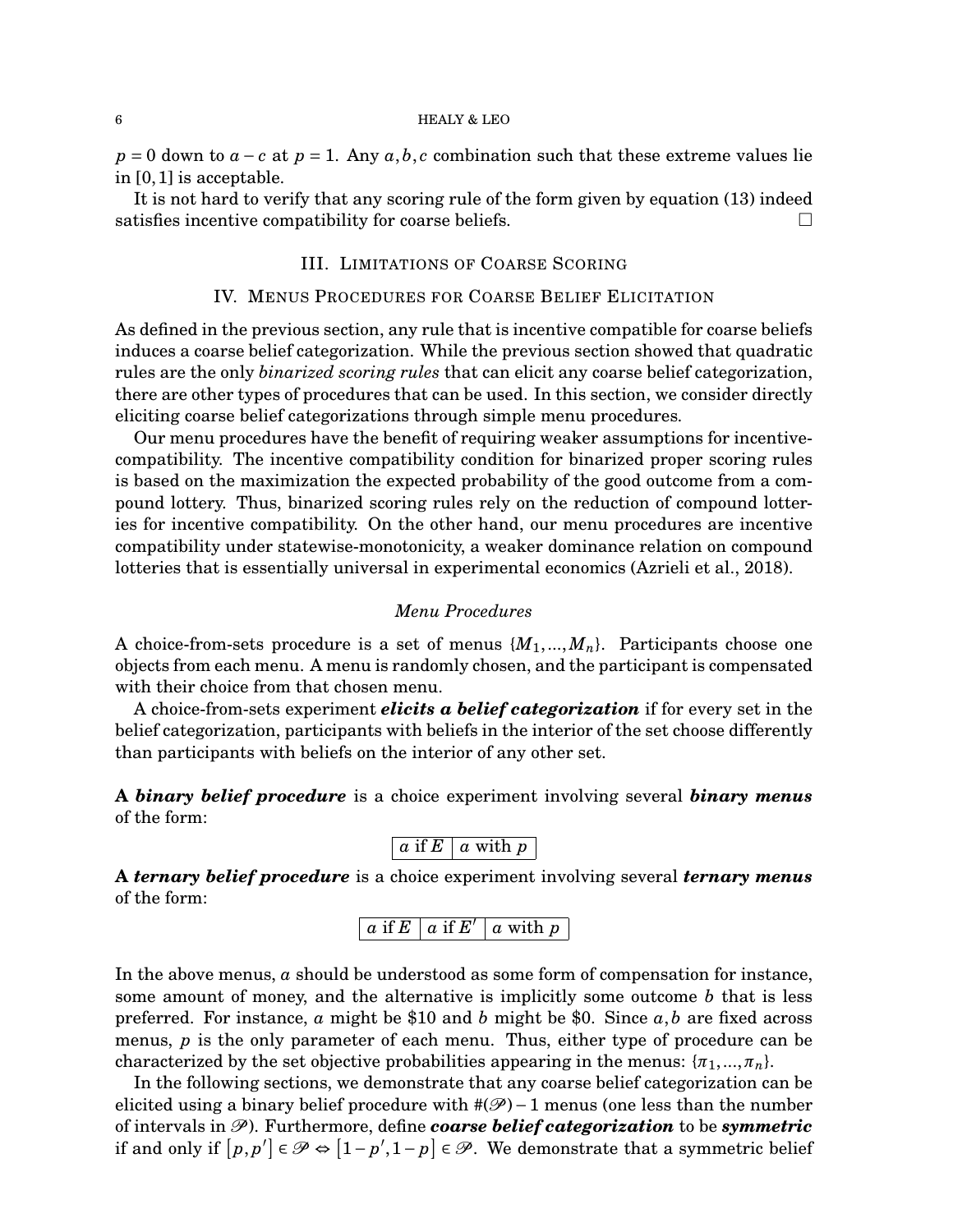$p = 0$ down to $a - c$ at $p = 1$. Any $a, b, c$ combination such that these extreme values lie in $[0, 1]$ is acceptable.

It is not hard to verify that any scoring rule of the form given by equation (13) indeed satisfies incentive compatibility for coarse beliefs. $\square$

## III. Limitations of Coarse Scoring

## IV. Menus Procedures for Coarse Belief Elicitation

As defined in the previous section, any rule that is incentive compatible for coarse beliefs induces a coarse belief categorization. While the previous section showed that quadratic rules are the only *binarized scoring rules* that can elicit any coarse belief categorization, there are other types of procedures that can be used. In this section, we consider directly eliciting coarse belief categorizations through simple menu procedures.

Our menu procedures have the benefit of requiring weaker assumptions for incentive-compatibility. The incentive compatibility condition for binarized proper scoring rules is based on the maximization the expected probability of the good outcome from a compound lottery. Thus, binarized scoring rules rely on the reduction of compound lotteries for incentive compatibility. On the other hand, our menu procedures are incentive compatibility under statewise-monotonicity, a weaker dominance relation on compound lotteries that is essentially universal in experimental economics (Azrieli et al., 2018).

### *Menu Procedures*

A choice-from-sets procedure is a set of menus $\{M_1, ..., M_n\}$. Participants choose one objects from each menu. A menu is randomly chosen, and the participant is compensated with their choice from that chosen menu.

A choice-from-sets experiment ***elicits a belief categorization*** if for every set in the belief categorization, participants with beliefs in the interior of the set choose differently than participants with beliefs on the interior of any other set.

**A *binary belief procedure*** is a choice experiment involving several ***binary menus*** of the form:

| $a$ if $E$ | $a$ with $p$ |
|---|---|

**A *ternary belief procedure*** is a choice experiment involving several ***ternary menus*** of the form:

| $a$ if $E$ | $a$ if $E'$ | $a$ with $p$ |
|---|---|---|

In the above menus, $a$ should be understood as some form of compensation for instance, some amount of money, and the alternative is implicitly some outcome $b$ that is less preferred. For instance, $a$ might be \$10 and $b$ might be \$0. Since $a, b$ are fixed across menus, $p$ is the only parameter of each menu. Thus, either type of procedure can be characterized by the set objective probabilities appearing in the menus: $\{\pi_1, ..., \pi_n\}$.

In the following sections, we demonstrate that any coarse belief categorization can be elicited using a binary belief procedure with $\#(\mathscr{P}) - 1$ menus (one less than the number of intervals in $\mathscr{P}$). Furthermore, define ***coarse belief categorization*** to be ***symmetric*** if and only if $[p, p'] \in \mathscr{P} \Leftrightarrow [1 - p', 1 - p] \in \mathscr{P}$. We demonstrate that a symmetric belief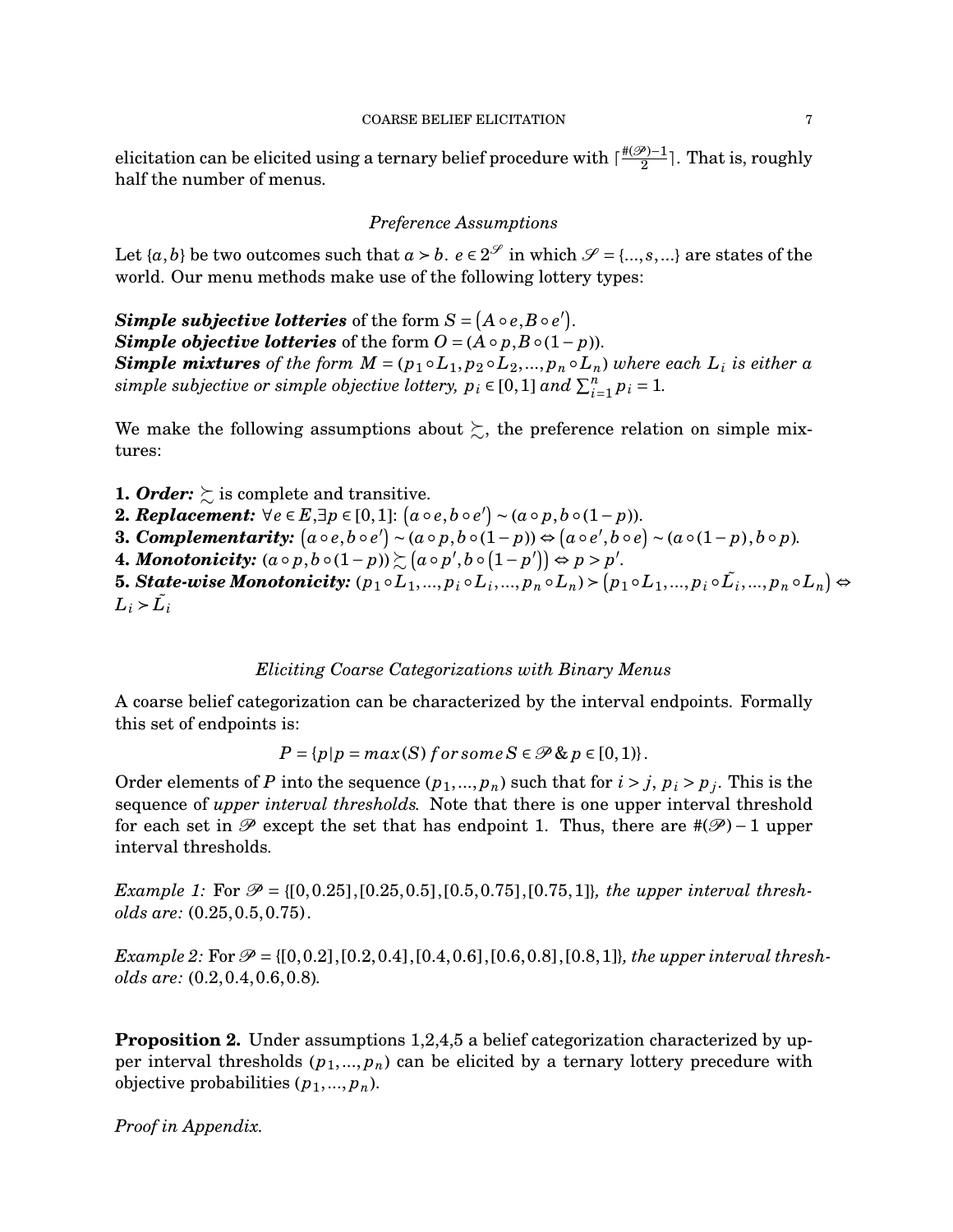elicitation can be elicited using a ternary belief procedure with $\lceil \frac{\#(\mathscr{P})-1}{2} \rceil$. That is, roughly half the number of menus.

### *Preference Assumptions*

Let $\{a,b\}$ be two outcomes such that $a \succ b$. $e \in 2^{\mathscr{S}}$ in which $\mathscr{S} = \{...,s,...\}$ are states of the world. Our menu methods make use of the following lottery types:

***Simple subjective lotteries*** of the form $S = (A \circ e, B \circ e')$.
***Simple objective lotteries*** of the form $O = (A \circ p, B \circ (1-p))$.
***Simple mixtures*** *of the form* $M = (p_1 \circ L_1, p_2 \circ L_2, ..., p_n \circ L_n)$ *where each* $L_i$ *is either a simple subjective or simple objective lottery,* $p_i \in [0,1]$ *and* $\sum_{i=1}^{n} p_i = 1$.

We make the following assumptions about $\succsim$, the preference relation on simple mixtures:

1. ***Order:*** $\succsim$ is complete and transitive.
2. ***Replacement:*** $\forall e \in E, \exists p \in [0,1]$: $(a \circ e, b \circ e') \sim (a \circ p, b \circ (1-p))$.
3. ***Complementarity:*** $(a \circ e, b \circ e') \sim (a \circ p, b \circ (1-p)) \Leftrightarrow (a \circ e', b \circ e) \sim (a \circ (1-p), b \circ p)$.
4. ***Monotonicity:*** $(a \circ p, b \circ (1-p)) \succsim (a \circ p', b \circ (1-p')) \Leftrightarrow p > p'$.
5. ***State-wise Monotonicity:*** $(p_1 \circ L_1, ..., p_i \circ L_i, ..., p_n \circ L_n) \succ (p_1 \circ L_1, ..., p_i \circ \tilde{L_i}, ..., p_n \circ L_n) \Leftrightarrow L_i \succ \tilde{L_i}$

### *Eliciting Coarse Categorizations with Binary Menus*

A coarse belief categorization can be characterized by the interval endpoints. Formally this set of endpoints is:

$$P = \{p | p = max(S) \; for \, some \, S \in \mathscr{P} \, \& \, p \in [0,1)\}.$$

Order elements of $P$ into the sequence $(p_1, ..., p_n)$ such that for $i > j$, $p_i > p_j$. This is the sequence of *upper interval thresholds*. Note that there is one upper interval threshold for each set in $\mathscr{P}$ except the set that has endpoint 1. Thus, there are $\#(\mathscr{P}) - 1$ upper interval thresholds.

*Example 1:* For $\mathscr{P} = \{[0,0.25],[0.25,0.5],[0.5,0.75],[0.75,1]\}$, *the upper interval thresholds are:* $(0.25, 0.5, 0.75)$.

*Example 2:* For $\mathscr{P} = \{[0,0.2],[0.2,0.4],[0.4,0.6],[0.6,0.8],[0.8,1]\}$, *the upper interval thresholds are:* $(0.2, 0.4, 0.6, 0.8)$.

**Proposition 2.** Under assumptions 1,2,4,5 a belief categorization characterized by upper interval thresholds $(p_1, ..., p_n)$ can be elicited by a ternary lottery precedure with objective probabilities $(p_1, ..., p_n)$.

*Proof in Appendix.*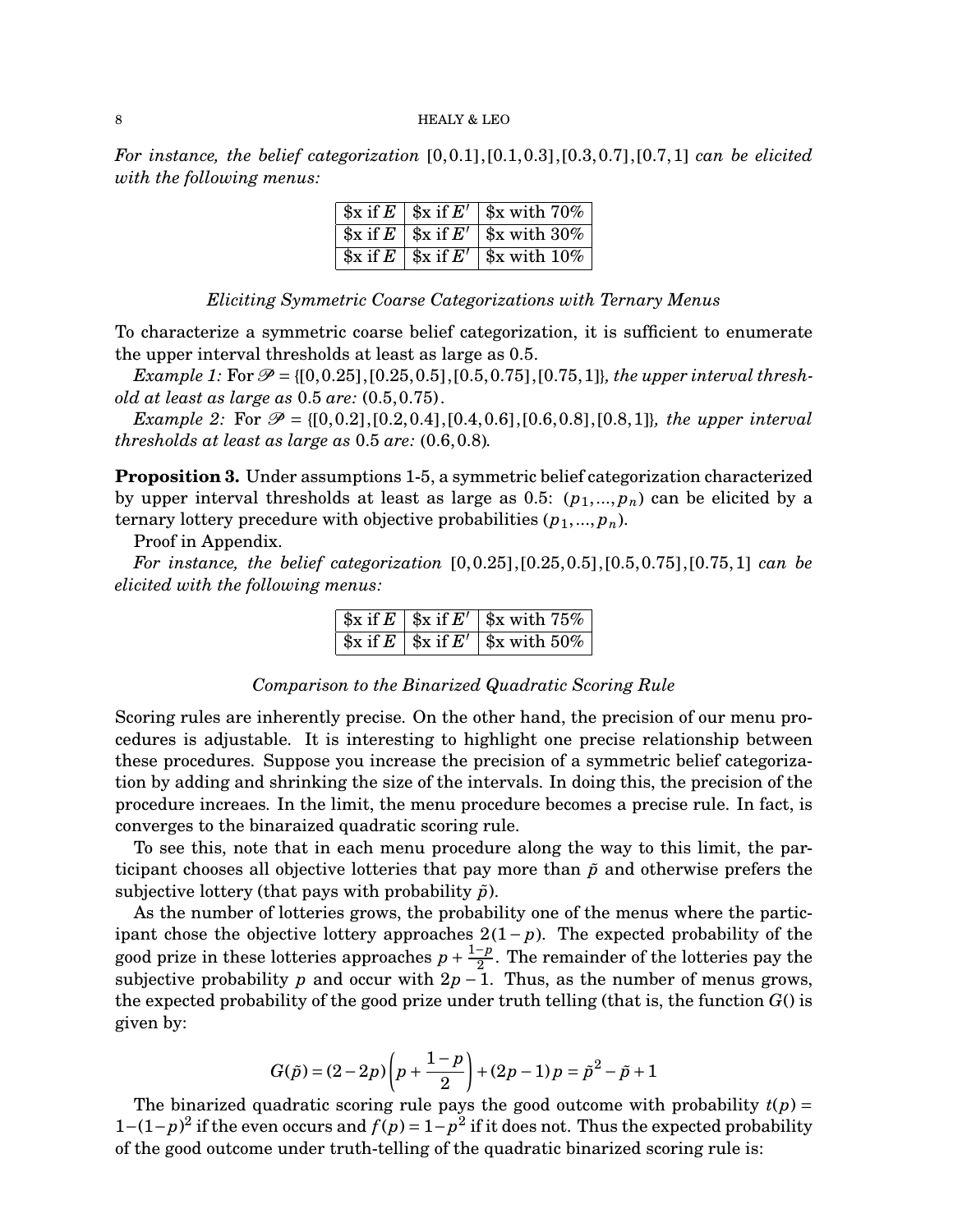*For instance, the belief categorization* $[0,0.1],[0.1,0.3],[0.3,0.7],[0.7,1]$ *can be elicited with the following menus:*

| | | |
|---|---|---|
| \$x if $E$ | \$x if $E'$ | \$x with 70% |
| \$x if $E$ | \$x if $E'$ | \$x with 30% |
| \$x if $E$ | \$x if $E'$ | \$x with 10% |

*Eliciting Symmetric Coarse Categorizations with Ternary Menus*

To characterize a symmetric coarse belief categorization, it is sufficient to enumerate the upper interval thresholds at least as large as 0.5.

*Example 1:* For $\mathscr{P} = \{[0,0.25],[0.25,0.5],[0.5,0.75],[0.75,1]\}$*, the upper interval threshold at least as large as* 0.5 *are:* $(0.5,0.75)$.

*Example 2:* For $\mathscr{P} = \{[0,0.2],[0.2,0.4],[0.4,0.6],[0.6,0.8],[0.8,1]\}$*, the upper interval thresholds at least as large as* 0.5 *are:* $(0.6,0.8)$.

**Proposition 3.** Under assumptions 1-5, a symmetric belief categorization characterized by upper interval thresholds at least as large as 0.5: $(p_1,...,p_n)$ can be elicited by a ternary lottery precedure with objective probabilities $(p_1,...,p_n)$.

Proof in Appendix.

*For instance, the belief categorization* $[0,0.25],[0.25,0.5],[0.5,0.75],[0.75,1]$ *can be elicited with the following menus:*

| | | |
|---|---|---|
| \$x if $E$ | \$x if $E'$ | \$x with 75% |
| \$x if $E$ | \$x if $E'$ | \$x with 50% |

*Comparison to the Binarized Quadratic Scoring Rule*

Scoring rules are inherently precise. On the other hand, the precision of our menu procedures is adjustable. It is interesting to highlight one precise relationship between these procedures. Suppose you increase the precision of a symmetric belief categorization by adding and shrinking the size of the intervals. In doing this, the precision of the procedure increaes. In the limit, the menu procedure becomes a precise rule. In fact, is converges to the binaraized quadratic scoring rule.

To see this, note that in each menu procedure along the way to this limit, the participant chooses all objective lotteries that pay more than $\tilde{p}$ and otherwise prefers the subjective lottery (that pays with probability $\tilde{p}$).

As the number of lotteries grows, the probability one of the menus where the participant chose the objective lottery approaches $2(1-p)$. The expected probability of the good prize in these lotteries approaches $p+\frac{1-p}{2}$. The remainder of the lotteries pay the subjective probability $p$ and occur with $2p-1$. Thus, as the number of menus grows, the expected probability of the good prize under truth telling (that is, the function $G()$ is given by:

$$G(\tilde{p}) = (2-2p)\left(p+\frac{1-p}{2}\right)+(2p-1)\,p = \tilde{p}^2-\tilde{p}+1$$

The binarized quadratic scoring rule pays the good outcome with probability $t(p) = 1-(1-p)^2$ if the even occurs and $f(p) = 1-p^2$ if it does not. Thus the expected probability of the good outcome under truth-telling of the quadratic binarized scoring rule is: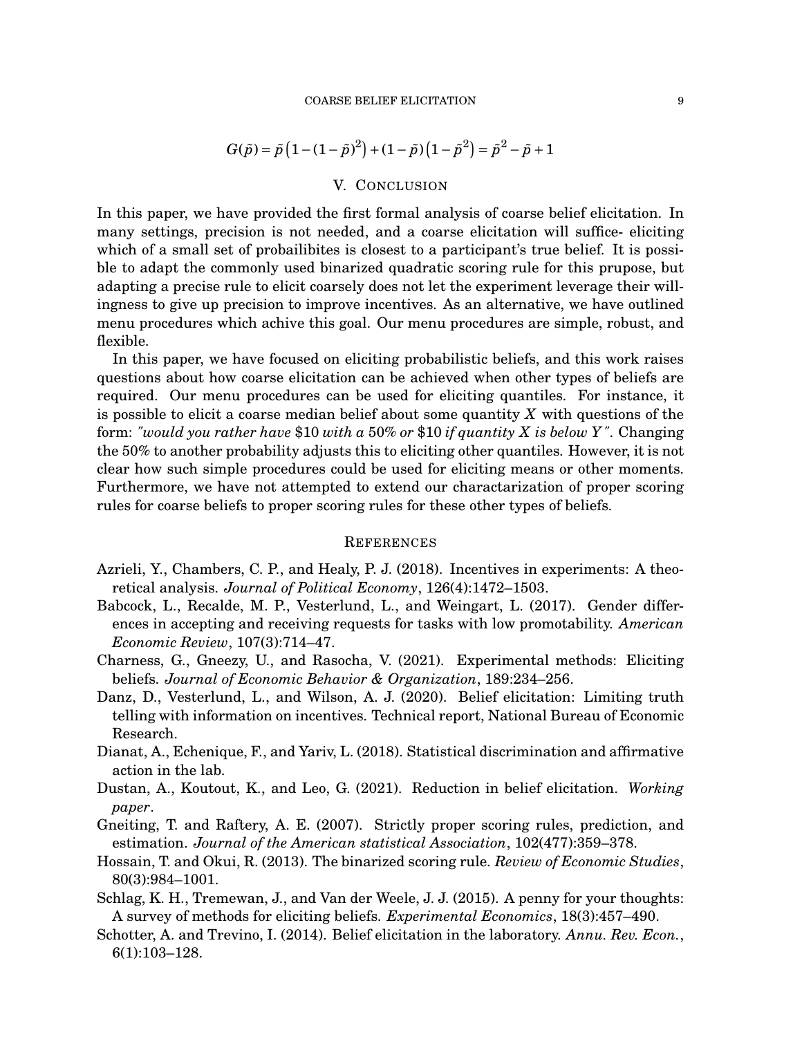$$G(\tilde{p}) = \tilde{p}\left(1-(1-\tilde{p})^2\right) + (1-\tilde{p})\left(1-\tilde{p}^2\right) = \tilde{p}^2 - \tilde{p} + 1$$

## V. Conclusion

In this paper, we have provided the first formal analysis of coarse belief elicitation. In many settings, precision is not needed, and a coarse elicitation will suffice- eliciting which of a small set of probailibites is closest to a participant's true belief. It is possible to adapt the commonly used binarized quadratic scoring rule for this prupose, but adapting a precise rule to elicit coarsely does not let the experiment leverage their willingness to give up precision to improve incentives. As an alternative, we have outlined menu procedures which achive this goal. Our menu procedures are simple, robust, and flexible.

In this paper, we have focused on eliciting probabilistic beliefs, and this work raises questions about how coarse elicitation can be achieved when other types of beliefs are required. Our menu procedures can be used for eliciting quantiles. For instance, it is possible to elicit a coarse median belief about some quantity $X$ with questions of the form: *"would you rather have* \$10 *with a* 50% *or* \$10 *if quantity $X$ is below $Y$"*. Changing the 50% to another probability adjusts this to eliciting other quantiles. However, it is not clear how such simple procedures could be used for eliciting means or other moments. Furthermore, we have not attempted to extend our charactarization of proper scoring rules for coarse beliefs to proper scoring rules for these other types of beliefs.

## References

Azrieli, Y., Chambers, C. P., and Healy, P. J. (2018). Incentives in experiments: A theoretical analysis. *Journal of Political Economy*, 126(4):1472–1503.

Babcock, L., Recalde, M. P., Vesterlund, L., and Weingart, L. (2017). Gender differences in accepting and receiving requests for tasks with low promotability. *American Economic Review*, 107(3):714–47.

Charness, G., Gneezy, U., and Rasocha, V. (2021). Experimental methods: Eliciting beliefs. *Journal of Economic Behavior & Organization*, 189:234–256.

Danz, D., Vesterlund, L., and Wilson, A. J. (2020). Belief elicitation: Limiting truth telling with information on incentives. Technical report, National Bureau of Economic Research.

Dianat, A., Echenique, F., and Yariv, L. (2018). Statistical discrimination and affirmative action in the lab.

Dustan, A., Koutout, K., and Leo, G. (2021). Reduction in belief elicitation. *Working paper*.

Gneiting, T. and Raftery, A. E. (2007). Strictly proper scoring rules, prediction, and estimation. *Journal of the American statistical Association*, 102(477):359–378.

Hossain, T. and Okui, R. (2013). The binarized scoring rule. *Review of Economic Studies*, 80(3):984–1001.

Schlag, K. H., Tremewan, J., and Van der Weele, J. J. (2015). A penny for your thoughts: A survey of methods for eliciting beliefs. *Experimental Economics*, 18(3):457–490.

Schotter, A. and Trevino, I. (2014). Belief elicitation in the laboratory. *Annu. Rev. Econ.*, 6(1):103–128.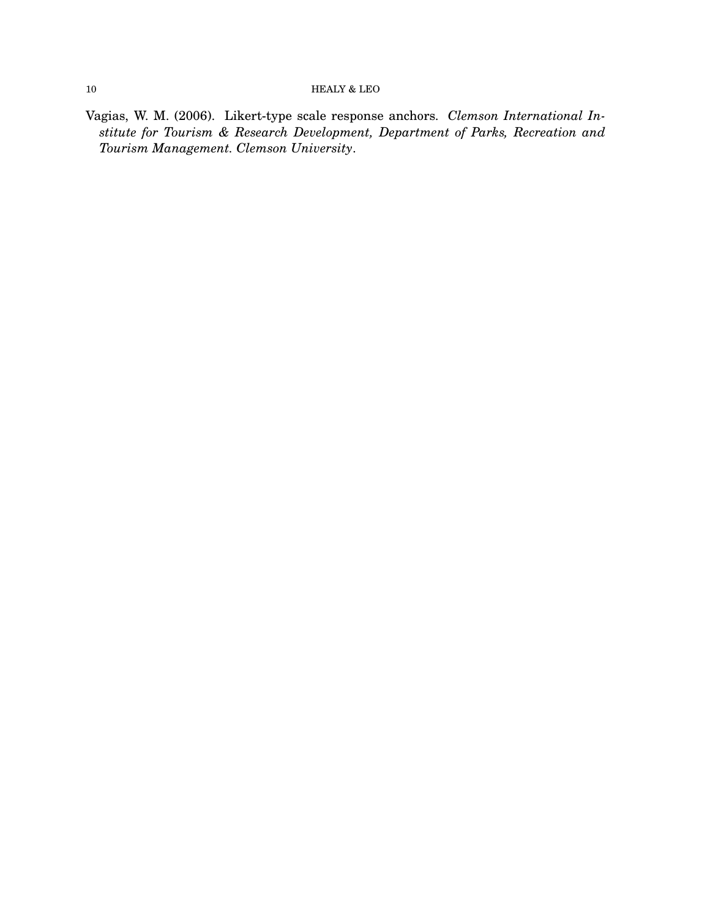Vagias, W. M. (2006). Likert-type scale response anchors. *Clemson International Institute for Tourism & Research Development, Department of Parks, Recreation and Tourism Management. Clemson University*.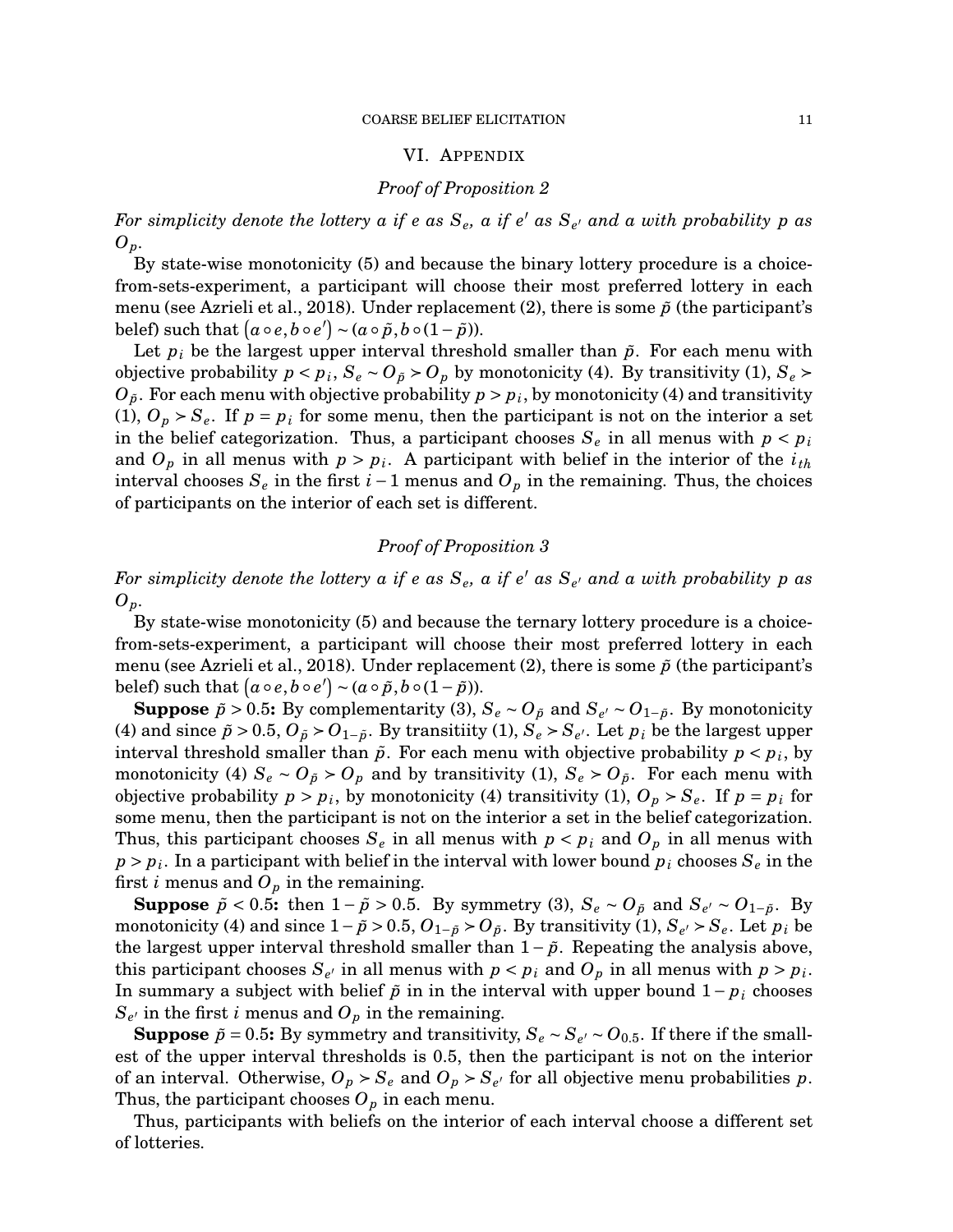## VI. Appendix

### *Proof of Proposition 2*

*For simplicity denote the lottery a if e as $S_e$, a if $e'$ as $S_{e'}$ and a with probability p as $O_p$.*

By state-wise monotonicity (5) and because the binary lottery procedure is a choice-from-sets-experiment, a participant will choose their most preferred lottery in each menu (see Azrieli et al., 2018). Under replacement (2), there is some $\tilde{p}$ (the participant's belief) such that $(a \circ e, b \circ e') \sim (a \circ \tilde{p}, b \circ (1 - \tilde{p}))$.

Let $p_i$ be the largest upper interval threshold smaller than $\tilde{p}$. For each menu with objective probability $p < p_i$, $S_e \sim O_{\tilde{p}} \succ O_p$ by monotonicity (4). By transitivity (1), $S_e \succ O_{\tilde{p}}$. For each menu with objective probability $p > p_i$, by monotonicity (4) and transitivity (1), $O_p \succ S_e$. If $p = p_i$ for some menu, then the participant is not on the interior a set in the belief categorization. Thus, a participant chooses $S_e$ in all menus with $p < p_i$ and $O_p$ in all menus with $p > p_i$. A participant with belief in the interior of the $i_{th}$ interval chooses $S_e$ in the first $i - 1$ menus and $O_p$ in the remaining. Thus, the choices of participants on the interior of each set is different.

### *Proof of Proposition 3*

*For simplicity denote the lottery a if e as $S_e$, a if $e'$ as $S_{e'}$ and a with probability p as $O_p$.*

By state-wise monotonicity (5) and because the ternary lottery procedure is a choice-from-sets-experiment, a participant will choose their most preferred lottery in each menu (see Azrieli et al., 2018). Under replacement (2), there is some $\tilde{p}$ (the participant's belief) such that $(a \circ e, b \circ e') \sim (a \circ \tilde{p}, b \circ (1 - \tilde{p}))$.

**Suppose $\tilde{p} > 0.5$:** By complementarity (3), $S_e \sim O_{\tilde{p}}$ and $S_{e'} \sim O_{1-\tilde{p}}$. By monotonicity (4) and since $\tilde{p} > 0.5$, $O_{\tilde{p}} \succ O_{1-\tilde{p}}$. By transitiity (1), $S_e \succ S_{e'}$. Let $p_i$ be the largest upper interval threshold smaller than $\tilde{p}$. For each menu with objective probability $p < p_i$, by monotonicity (4) $S_e \sim O_{\tilde{p}} \succ O_p$ and by transitivity (1), $S_e \succ O_{\tilde{p}}$. For each menu with objective probability $p > p_i$, by monotonicity (4) transitivity (1), $O_p \succ S_e$. If $p = p_i$ for some menu, then the participant is not on the interior a set in the belief categorization. Thus, this participant chooses $S_e$ in all menus with $p < p_i$ and $O_p$ in all menus with $p > p_i$. In a participant with belief in the interval with lower bound $p_i$ chooses $S_e$ in the first $i$ menus and $O_p$ in the remaining.

**Suppose $\tilde{p} < 0.5$:** then $1 - \tilde{p} > 0.5$. By symmetry (3), $S_e \sim O_{\tilde{p}}$ and $S_{e'} \sim O_{1-\tilde{p}}$. By monotonicity (4) and since $1 - \tilde{p} > 0.5$, $O_{1-\tilde{p}} \succ O_{\tilde{p}}$. By transitivity (1), $S_{e'} \succ S_e$. Let $p_i$ be the largest upper interval threshold smaller than $1 - \tilde{p}$. Repeating the analysis above, this participant chooses $S_{e'}$ in all menus with $p < p_i$ and $O_p$ in all menus with $p > p_i$. In summary a subject with belief $\tilde{p}$ in in the interval with upper bound $1 - p_i$ chooses $S_{e'}$ in the first $i$ menus and $O_p$ in the remaining.

**Suppose $\tilde{p} = 0.5$:** By symmetry and transitivity, $S_e \sim S_{e'} \sim O_{0.5}$. If there if the smallest of the upper interval thresholds is 0.5, then the participant is not on the interior of an interval. Otherwise, $O_p \succ S_e$ and $O_p \succ S_{e'}$ for all objective menu probabilities $p$. Thus, the participant chooses $O_p$ in each menu.

Thus, participants with beliefs on the interior of each interval choose a different set of lotteries.